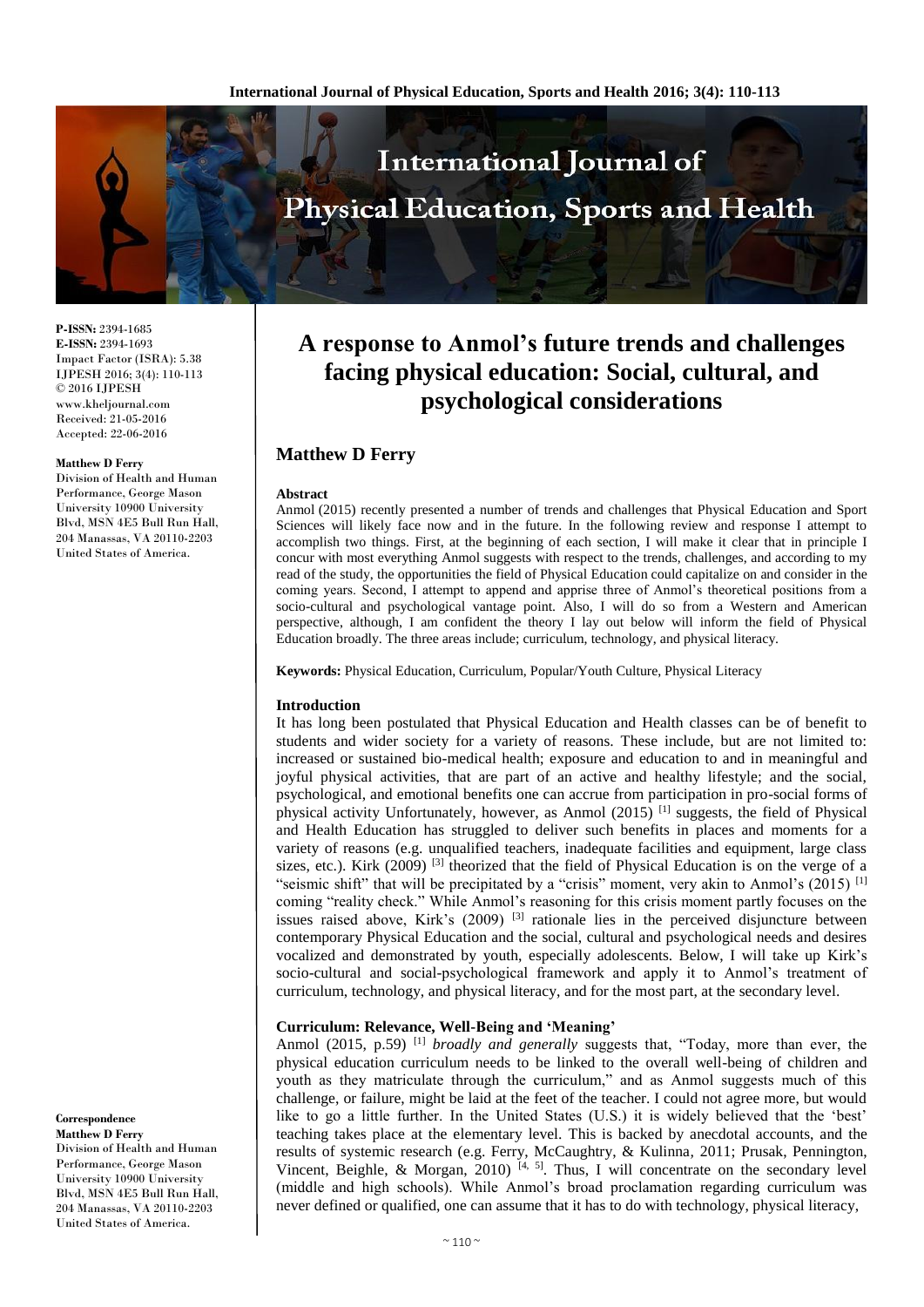**P-ISSN:** 2394-1685
**E-ISSN:** 2394-1693
Impact Factor (ISRA): 5.38
IJPESH 2016; 3(4): 110-113
© 2016 IJPESH
www.kheljournal.com
Received: 21-05-2016
Accepted: 22-06-2016

**Matthew D Ferry**
Division of Health and Human Performance, George Mason University 10900 University Blvd, MSN 4E5 Bull Run Hall, 204 Manassas, VA 20110-2203 United States of America.

**Correspondence**
**Matthew D Ferry**
Division of Health and Human Performance, George Mason University 10900 University Blvd, MSN 4E5 Bull Run Hall, 204 Manassas, VA 20110-2203 United States of America.

# A response to Anmol's future trends and challenges facing physical education: Social, cultural, and psychological considerations

## Matthew D Ferry

### Abstract

Anmol (2015) recently presented a number of trends and challenges that Physical Education and Sport Sciences will likely face now and in the future. In the following review and response I attempt to accomplish two things. First, at the beginning of each section, I will make it clear that in principle I concur with most everything Anmol suggests with respect to the trends, challenges, and according to my read of the study, the opportunities the field of Physical Education could capitalize on and consider in the coming years. Second, I attempt to append and apprise three of Anmol's theoretical positions from a socio-cultural and psychological vantage point. Also, I will do so from a Western and American perspective, although, I am confident the theory I lay out below will inform the field of Physical Education broadly. The three areas include; curriculum, technology, and physical literacy.

**Keywords:** Physical Education, Curriculum, Popular/Youth Culture, Physical Literacy

### Introduction

It has long been postulated that Physical Education and Health classes can be of benefit to students and wider society for a variety of reasons. These include, but are not limited to: increased or sustained bio-medical health; exposure and education to and in meaningful and joyful physical activities, that are part of an active and healthy lifestyle; and the social, psychological, and emotional benefits one can accrue from participation in pro-social forms of physical activity Unfortunately, however, as Anmol (2015) [1] suggests, the field of Physical and Health Education has struggled to deliver such benefits in places and moments for a variety of reasons (e.g. unqualified teachers, inadequate facilities and equipment, large class sizes, etc.). Kirk (2009) [3] theorized that the field of Physical Education is on the verge of a "seismic shift" that will be precipitated by a "crisis" moment, very akin to Anmol's (2015) [1] coming "reality check." While Anmol's reasoning for this crisis moment partly focuses on the issues raised above, Kirk's (2009) [3] rationale lies in the perceived disjuncture between contemporary Physical Education and the social, cultural and psychological needs and desires vocalized and demonstrated by youth, especially adolescents. Below, I will take up Kirk's socio-cultural and social-psychological framework and apply it to Anmol's treatment of curriculum, technology, and physical literacy, and for the most part, at the secondary level.

### Curriculum: Relevance, Well-Being and 'Meaning'

Anmol (2015, p.59) [1] *broadly and generally* suggests that, "Today, more than ever, the physical education curriculum needs to be linked to the overall well-being of children and youth as they matriculate through the curriculum," and as Anmol suggests much of this challenge, or failure, might be laid at the feet of the teacher. I could not agree more, but would like to go a little further. In the United States (U.S.) it is widely believed that the 'best' teaching takes place at the elementary level. This is backed by anecdotal accounts, and the results of systemic research (e.g. Ferry, McCaughtry, & Kulinna, 2011; Prusak, Pennington, Vincent, Beighle, & Morgan, 2010) [4, 5]. Thus, I will concentrate on the secondary level (middle and high schools). While Anmol's broad proclamation regarding curriculum was never defined or qualified, one can assume that it has to do with technology, physical literacy,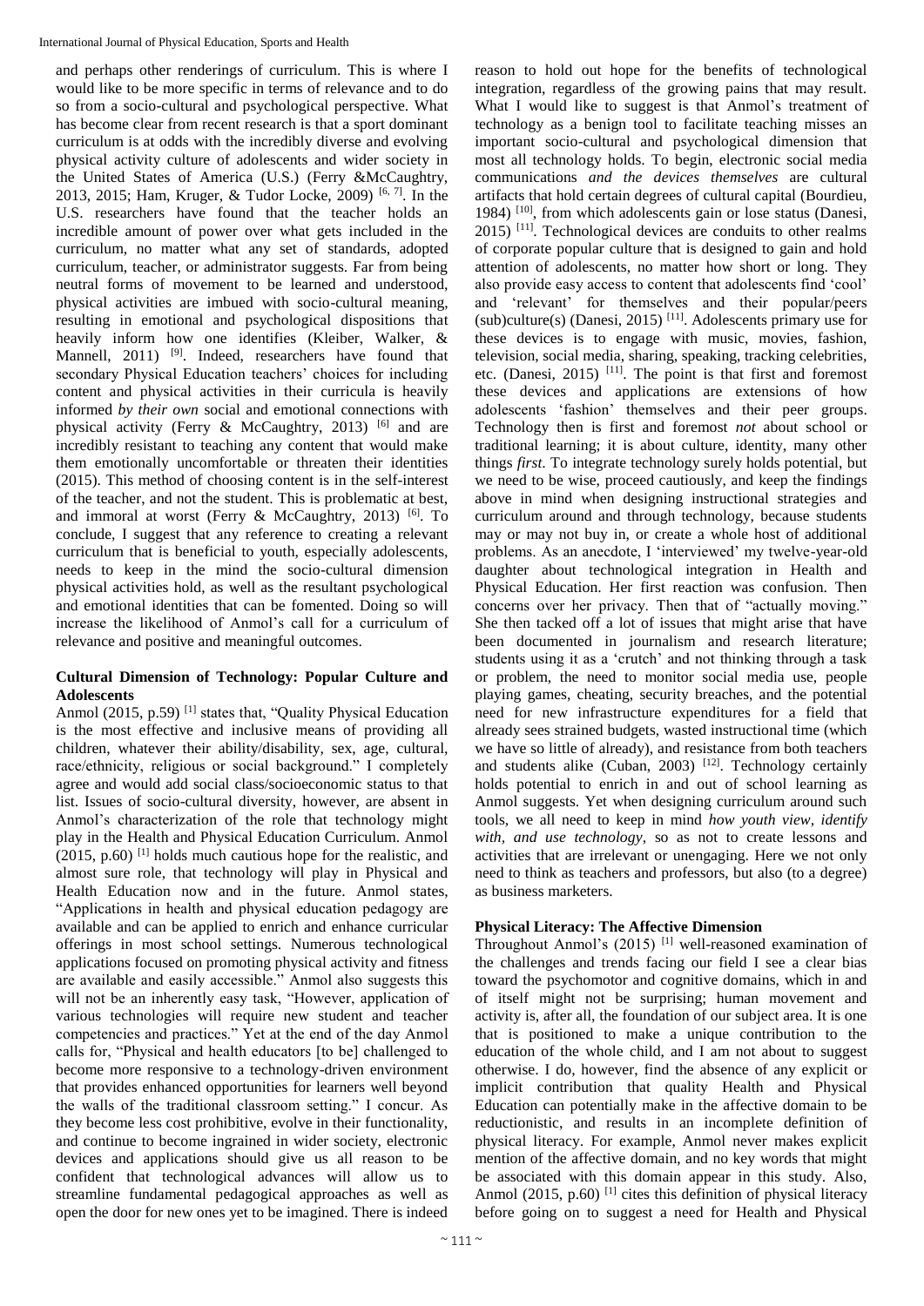and perhaps other renderings of curriculum. This is where I would like to be more specific in terms of relevance and to do so from a socio-cultural and psychological perspective. What has become clear from recent research is that a sport dominant curriculum is at odds with the incredibly diverse and evolving physical activity culture of adolescents and wider society in the United States of America (U.S.) (Ferry &McCaughtry, 2013, 2015; Ham, Kruger, & Tudor Locke, 2009) [6, 7]. In the U.S. researchers have found that the teacher holds an incredible amount of power over what gets included in the curriculum, no matter what any set of standards, adopted curriculum, teacher, or administrator suggests. Far from being neutral forms of movement to be learned and understood, physical activities are imbued with socio-cultural meaning, resulting in emotional and psychological dispositions that heavily inform how one identifies (Kleiber, Walker, & Mannell, 2011) [9]. Indeed, researchers have found that secondary Physical Education teachers' choices for including content and physical activities in their curricula is heavily informed *by their own* social and emotional connections with physical activity (Ferry & McCaughtry, 2013) [6] and are incredibly resistant to teaching any content that would make them emotionally uncomfortable or threaten their identities (2015). This method of choosing content is in the self-interest of the teacher, and not the student. This is problematic at best, and immoral at worst (Ferry & McCaughtry, 2013) [6]. To conclude, I suggest that any reference to creating a relevant curriculum that is beneficial to youth, especially adolescents, needs to keep in the mind the socio-cultural dimension physical activities hold, as well as the resultant psychological and emotional identities that can be fomented. Doing so will increase the likelihood of Anmol's call for a curriculum of relevance and positive and meaningful outcomes.

### Cultural Dimension of Technology: Popular Culture and Adolescents

Anmol (2015, p.59) [1] states that, "Quality Physical Education is the most effective and inclusive means of providing all children, whatever their ability/disability, sex, age, cultural, race/ethnicity, religious or social background." I completely agree and would add social class/socioeconomic status to that list. Issues of socio-cultural diversity, however, are absent in Anmol's characterization of the role that technology might play in the Health and Physical Education Curriculum. Anmol (2015, p.60) [1] holds much cautious hope for the realistic, and almost sure role, that technology will play in Physical and Health Education now and in the future. Anmol states, "Applications in health and physical education pedagogy are available and can be applied to enrich and enhance curricular offerings in most school settings. Numerous technological applications focused on promoting physical activity and fitness are available and easily accessible." Anmol also suggests this will not be an inherently easy task, "However, application of various technologies will require new student and teacher competencies and practices." Yet at the end of the day Anmol calls for, "Physical and health educators [to be] challenged to become more responsive to a technology-driven environment that provides enhanced opportunities for learners well beyond the walls of the traditional classroom setting." I concur. As they become less cost prohibitive, evolve in their functionality, and continue to become ingrained in wider society, electronic devices and applications should give us all reason to be confident that technological advances will allow us to streamline fundamental pedagogical approaches as well as open the door for new ones yet to be imagined. There is indeed reason to hold out hope for the benefits of technological integration, regardless of the growing pains that may result. What I would like to suggest is that Anmol's treatment of technology as a benign tool to facilitate teaching misses an important socio-cultural and psychological dimension that most all technology holds. To begin, electronic social media communications *and the devices themselves* are cultural artifacts that hold certain degrees of cultural capital (Bourdieu, 1984) [10], from which adolescents gain or lose status (Danesi, 2015) [11]. Technological devices are conduits to other realms of corporate popular culture that is designed to gain and hold attention of adolescents, no matter how short or long. They also provide easy access to content that adolescents find 'cool' and 'relevant' for themselves and their popular/peers (sub)culture(s) (Danesi, 2015) [11]. Adolescents primary use for these devices is to engage with music, movies, fashion, television, social media, sharing, speaking, tracking celebrities, etc. (Danesi, 2015) [11]. The point is that first and foremost these devices and applications are extensions of how adolescents 'fashion' themselves and their peer groups. Technology then is first and foremost *not* about school or traditional learning; it is about culture, identity, many other things *first*. To integrate technology surely holds potential, but we need to be wise, proceed cautiously, and keep the findings above in mind when designing instructional strategies and curriculum around and through technology, because students may or may not buy in, or create a whole host of additional problems. As an anecdote, I 'interviewed' my twelve-year-old daughter about technological integration in Health and Physical Education. Her first reaction was confusion. Then concerns over her privacy. Then that of "actually moving." She then tacked off a lot of issues that might arise that have been documented in journalism and research literature; students using it as a 'crutch' and not thinking through a task or problem, the need to monitor social media use, people playing games, cheating, security breaches, and the potential need for new infrastructure expenditures for a field that already sees strained budgets, wasted instructional time (which we have so little of already), and resistance from both teachers and students alike (Cuban, 2003) [12]. Technology certainly holds potential to enrich in and out of school learning as Anmol suggests. Yet when designing curriculum around such tools, we all need to keep in mind *how youth view, identify with, and use technology*, so as not to create lessons and activities that are irrelevant or unengaging. Here we not only need to think as teachers and professors, but also (to a degree) as business marketers.

### Physical Literacy: The Affective Dimension

Throughout Anmol's (2015) [1] well-reasoned examination of the challenges and trends facing our field I see a clear bias toward the psychomotor and cognitive domains, which in and of itself might not be surprising; human movement and activity is, after all, the foundation of our subject area. It is one that is positioned to make a unique contribution to the education of the whole child, and I am not about to suggest otherwise. I do, however, find the absence of any explicit or implicit contribution that quality Health and Physical Education can potentially make in the affective domain to be reductionistic, and results in an incomplete definition of physical literacy. For example, Anmol never makes explicit mention of the affective domain, and no key words that might be associated with this domain appear in this study. Also, Anmol (2015, p.60) [1] cites this definition of physical literacy before going on to suggest a need for Health and Physical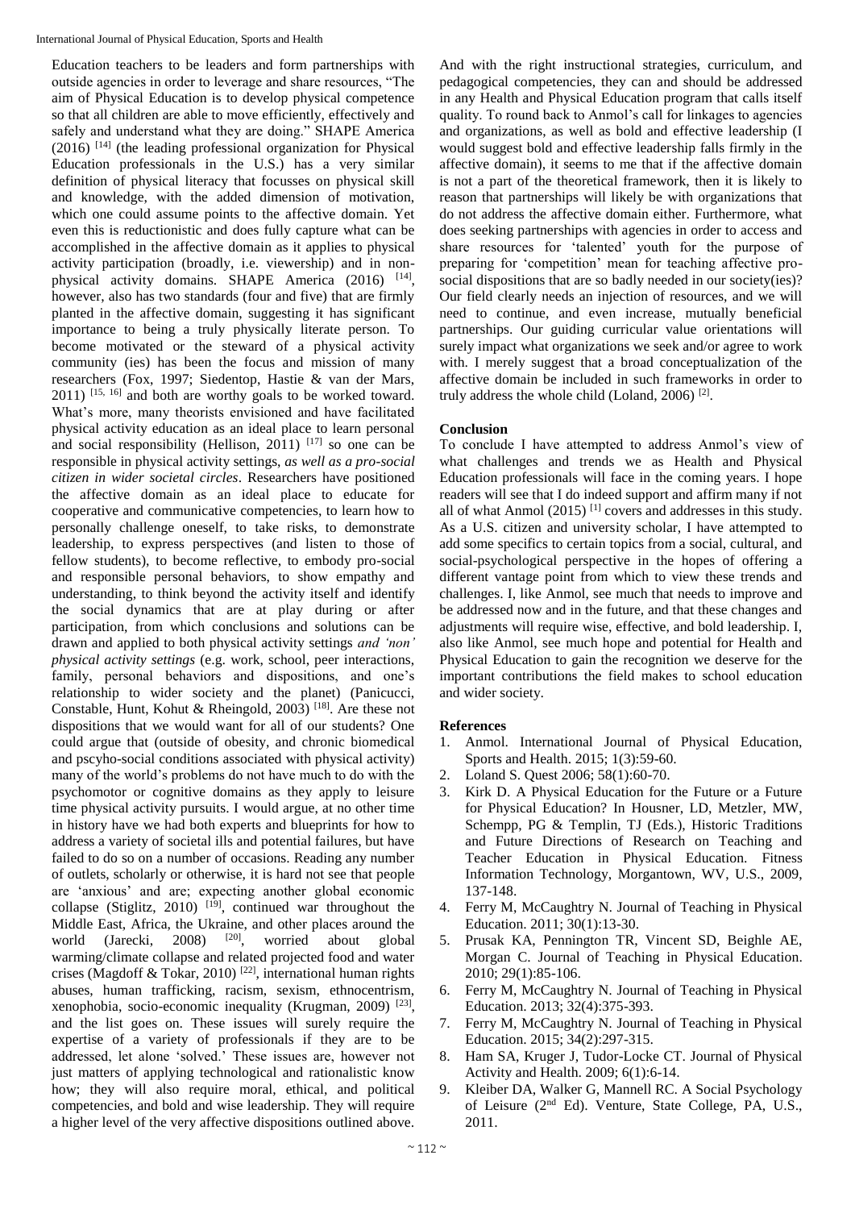Education teachers to be leaders and form partnerships with outside agencies in order to leverage and share resources, "The aim of Physical Education is to develop physical competence so that all children are able to move efficiently, effectively and safely and understand what they are doing." SHAPE America (2016) [14] (the leading professional organization for Physical Education professionals in the U.S.) has a very similar definition of physical literacy that focusses on physical skill and knowledge, with the added dimension of motivation, which one could assume points to the affective domain. Yet even this is reductionistic and does fully capture what can be accomplished in the affective domain as it applies to physical activity participation (broadly, i.e. viewership) and in non-physical activity domains. SHAPE America (2016) [14], however, also has two standards (four and five) that are firmly planted in the affective domain, suggesting it has significant importance to being a truly physically literate person. To become motivated or the steward of a physical activity community (ies) has been the focus and mission of many researchers (Fox, 1997; Siedentop, Hastie & van der Mars, 2011) [15, 16] and both are worthy goals to be worked toward. What's more, many theorists envisioned and have facilitated physical activity education as an ideal place to learn personal and social responsibility (Hellison, 2011) [17] so one can be responsible in physical activity settings, *as well as a pro-social citizen in wider societal circles*. Researchers have positioned the affective domain as an ideal place to educate for cooperative and communicative competencies, to learn how to personally challenge oneself, to take risks, to demonstrate leadership, to express perspectives (and listen to those of fellow students), to become reflective, to embody pro-social and responsible personal behaviors, to show empathy and understanding, to think beyond the activity itself and identify the social dynamics that are at play during or after participation, from which conclusions and solutions can be drawn and applied to both physical activity settings *and 'non' physical activity settings* (e.g. work, school, peer interactions, family, personal behaviors and dispositions, and one's relationship to wider society and the planet) (Panicucci, Constable, Hunt, Kohut & Rheingold, 2003) [18]. Are these not dispositions that we would want for all of our students? One could argue that (outside of obesity, and chronic biomedical and pscyho-social conditions associated with physical activity) many of the world's problems do not have much to do with the psychomotor or cognitive domains as they apply to leisure time physical activity pursuits. I would argue, at no other time in history have we had both experts and blueprints for how to address a variety of societal ills and potential failures, but have failed to do so on a number of occasions. Reading any number of outlets, scholarly or otherwise, it is hard not see that people are 'anxious' and are; expecting another global economic collapse (Stiglitz, 2010) [19], continued war throughout the Middle East, Africa, the Ukraine, and other places around the world (Jarecki, 2008) [20], worried about global warming/climate collapse and related projected food and water crises (Magdoff & Tokar, 2010) [22], international human rights abuses, human trafficking, racism, sexism, ethnocentrism, xenophobia, socio-economic inequality (Krugman, 2009) [23], and the list goes on. These issues will surely require the expertise of a variety of professionals if they are to be addressed, let alone 'solved.' These issues are, however not just matters of applying technological and rationalistic know how; they will also require moral, ethical, and political competencies, and bold and wise leadership. They will require a higher level of the very affective dispositions outlined above. And with the right instructional strategies, curriculum, and pedagogical competencies, they can and should be addressed in any Health and Physical Education program that calls itself quality. To round back to Anmol's call for linkages to agencies and organizations, as well as bold and effective leadership (I would suggest bold and effective leadership falls firmly in the affective domain), it seems to me that if the affective domain is not a part of the theoretical framework, then it is likely to reason that partnerships will likely be with organizations that do not address the affective domain either. Furthermore, what does seeking partnerships with agencies in order to access and share resources for 'talented' youth for the purpose of preparing for 'competition' mean for teaching affective pro-social dispositions that are so badly needed in our society(ies)? Our field clearly needs an injection of resources, and we will need to continue, and even increase, mutually beneficial partnerships. Our guiding curricular value orientations will surely impact what organizations we seek and/or agree to work with. I merely suggest that a broad conceptualization of the affective domain be included in such frameworks in order to truly address the whole child (Loland, 2006) [2].

## Conclusion

To conclude I have attempted to address Anmol's view of what challenges and trends we as Health and Physical Education professionals will face in the coming years. I hope readers will see that I do indeed support and affirm many if not all of what Anmol (2015) [1] covers and addresses in this study. As a U.S. citizen and university scholar, I have attempted to add some specifics to certain topics from a social, cultural, and social-psychological perspective in the hopes of offering a different vantage point from which to view these trends and challenges. I, like Anmol, see much that needs to improve and be addressed now and in the future, and that these changes and adjustments will require wise, effective, and bold leadership. I, also like Anmol, see much hope and potential for Health and Physical Education to gain the recognition we deserve for the important contributions the field makes to school education and wider society.

## References

1. Anmol. International Journal of Physical Education, Sports and Health. 2015; 1(3):59-60.
2. Loland S. Quest 2006; 58(1):60-70.
3. Kirk D. A Physical Education for the Future or a Future for Physical Education? In Housner, LD, Metzler, MW, Schempp, PG & Templin, TJ (Eds.), Historic Traditions and Future Directions of Research on Teaching and Teacher Education in Physical Education. Fitness Information Technology, Morgantown, WV, U.S., 2009, 137-148.
4. Ferry M, McCaughtry N. Journal of Teaching in Physical Education. 2011; 30(1):13-30.
5. Prusak KA, Pennington TR, Vincent SD, Beighle AE, Morgan C. Journal of Teaching in Physical Education. 2010; 29(1):85-106.
6. Ferry M, McCaughtry N. Journal of Teaching in Physical Education. 2013; 32(4):375-393.
7. Ferry M, McCaughtry N. Journal of Teaching in Physical Education. 2015; 34(2):297-315.
8. Ham SA, Kruger J, Tudor-Locke CT. Journal of Physical Activity and Health. 2009; 6(1):6-14.
9. Kleiber DA, Walker G, Mannell RC. A Social Psychology of Leisure (2nd Ed). Venture, State College, PA, U.S., 2011.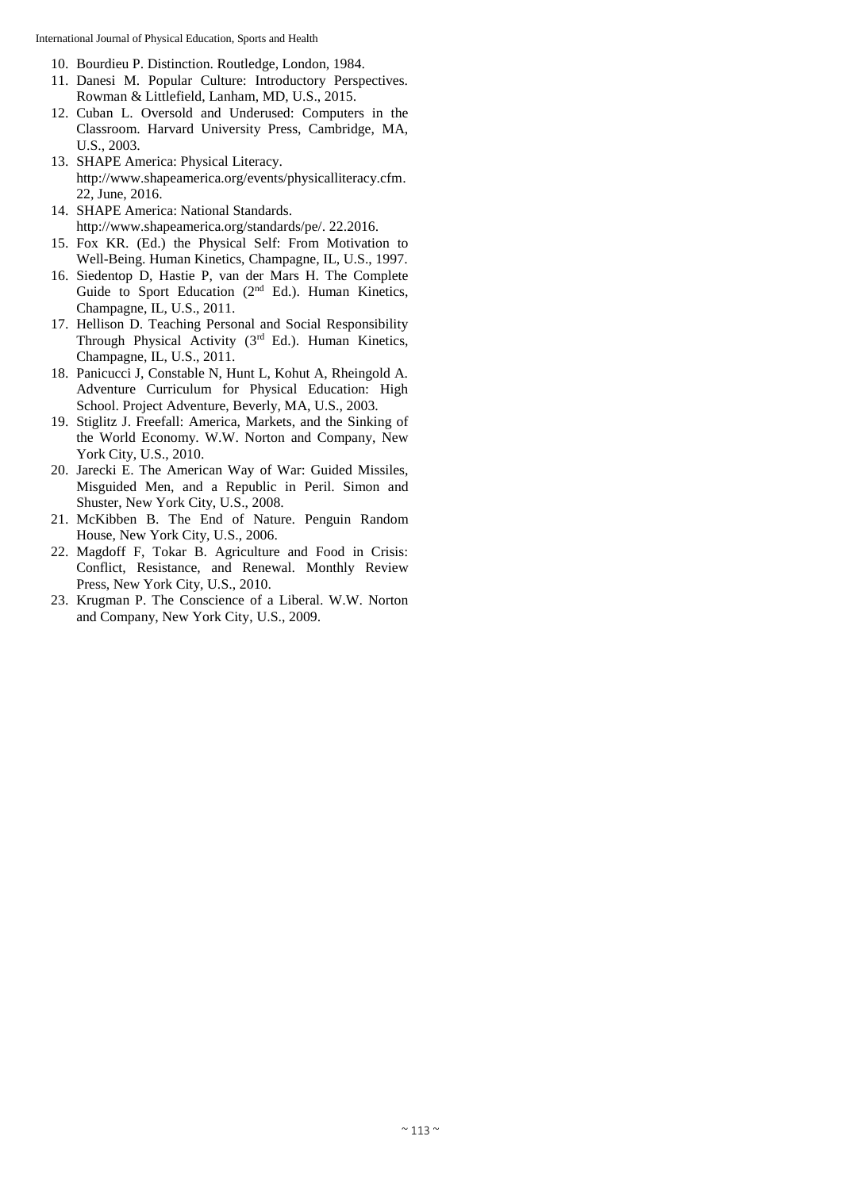10. Bourdieu P. Distinction. Routledge, London, 1984.
11. Danesi M. Popular Culture: Introductory Perspectives. Rowman & Littlefield, Lanham, MD, U.S., 2015.
12. Cuban L. Oversold and Underused: Computers in the Classroom. Harvard University Press, Cambridge, MA, U.S., 2003.
13. SHAPE America: Physical Literacy. http://www.shapeamerica.org/events/physicalliteracy.cfm. 22, June, 2016.
14. SHAPE America: National Standards. http://www.shapeamerica.org/standards/pe/. 22.2016.
15. Fox KR. (Ed.) the Physical Self: From Motivation to Well-Being. Human Kinetics, Champagne, IL, U.S., 1997.
16. Siedentop D, Hastie P, van der Mars H. The Complete Guide to Sport Education (2nd Ed.). Human Kinetics, Champagne, IL, U.S., 2011.
17. Hellison D. Teaching Personal and Social Responsibility Through Physical Activity (3rd Ed.). Human Kinetics, Champagne, IL, U.S., 2011.
18. Panicucci J, Constable N, Hunt L, Kohut A, Rheingold A. Adventure Curriculum for Physical Education: High School. Project Adventure, Beverly, MA, U.S., 2003.
19. Stiglitz J. Freefall: America, Markets, and the Sinking of the World Economy. W.W. Norton and Company, New York City, U.S., 2010.
20. Jarecki E. The American Way of War: Guided Missiles, Misguided Men, and a Republic in Peril. Simon and Shuster, New York City, U.S., 2008.
21. McKibben B. The End of Nature. Penguin Random House, New York City, U.S., 2006.
22. Magdoff F, Tokar B. Agriculture and Food in Crisis: Conflict, Resistance, and Renewal. Monthly Review Press, New York City, U.S., 2010.
23. Krugman P. The Conscience of a Liberal. W.W. Norton and Company, New York City, U.S., 2009.